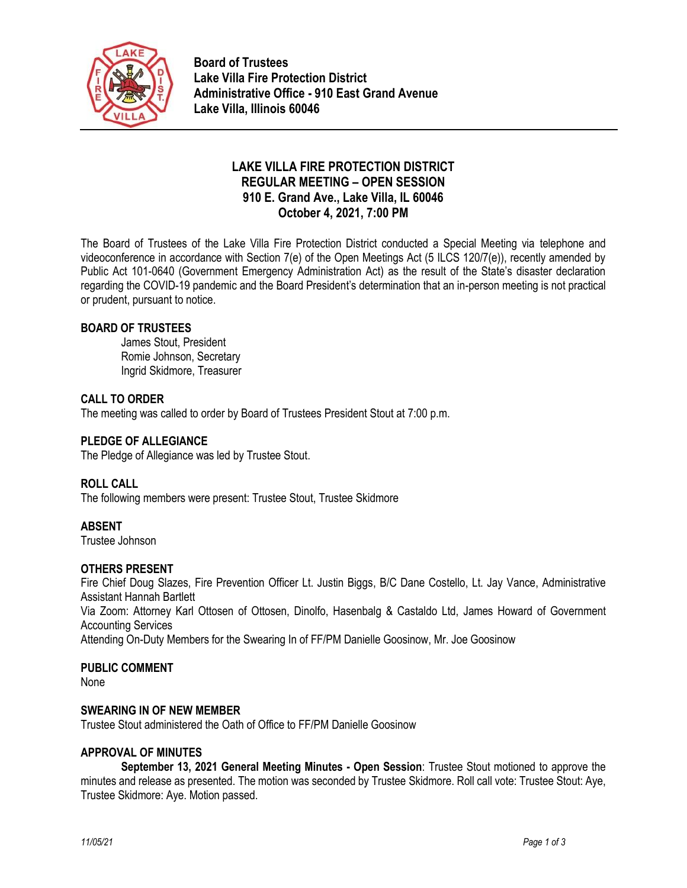**Board of Trustees**
**Lake Villa Fire Protection District**
**Administrative Office - 910 East Grand Avenue**
**Lake Villa, Illinois 60046**

---

# LAKE VILLA FIRE PROTECTION DISTRICT
## REGULAR MEETING – OPEN SESSION
## 910 E. Grand Ave., Lake Villa, IL 60046
## October 4, 2021, 7:00 PM

The Board of Trustees of the Lake Villa Fire Protection District conducted a Special Meeting via telephone and videoconference in accordance with Section 7(e) of the Open Meetings Act (5 ILCS 120/7(e)), recently amended by Public Act 101-0640 (Government Emergency Administration Act) as the result of the State's disaster declaration regarding the COVID-19 pandemic and the Board President's determination that an in-person meeting is not practical or prudent, pursuant to notice.

### BOARD OF TRUSTEES

James Stout, President
Romie Johnson, Secretary
Ingrid Skidmore, Treasurer

### CALL TO ORDER

The meeting was called to order by Board of Trustees President Stout at 7:00 p.m.

### PLEDGE OF ALLEGIANCE

The Pledge of Allegiance was led by Trustee Stout.

### ROLL CALL

The following members were present: Trustee Stout, Trustee Skidmore

### ABSENT

Trustee Johnson

### OTHERS PRESENT

Fire Chief Doug Slazes, Fire Prevention Officer Lt. Justin Biggs, B/C Dane Costello, Lt. Jay Vance, Administrative Assistant Hannah Bartlett

Via Zoom: Attorney Karl Ottosen of Ottosen, Dinolfo, Hasenbalg & Castaldo Ltd, James Howard of Government Accounting Services

Attending On-Duty Members for the Swearing In of FF/PM Danielle Goosinow, Mr. Joe Goosinow

### PUBLIC COMMENT

None

### SWEARING IN OF NEW MEMBER

Trustee Stout administered the Oath of Office to FF/PM Danielle Goosinow

### APPROVAL OF MINUTES

**September 13, 2021 General Meeting Minutes - Open Session**: Trustee Stout motioned to approve the minutes and release as presented. The motion was seconded by Trustee Skidmore. Roll call vote: Trustee Stout: Aye, Trustee Skidmore: Aye. Motion passed.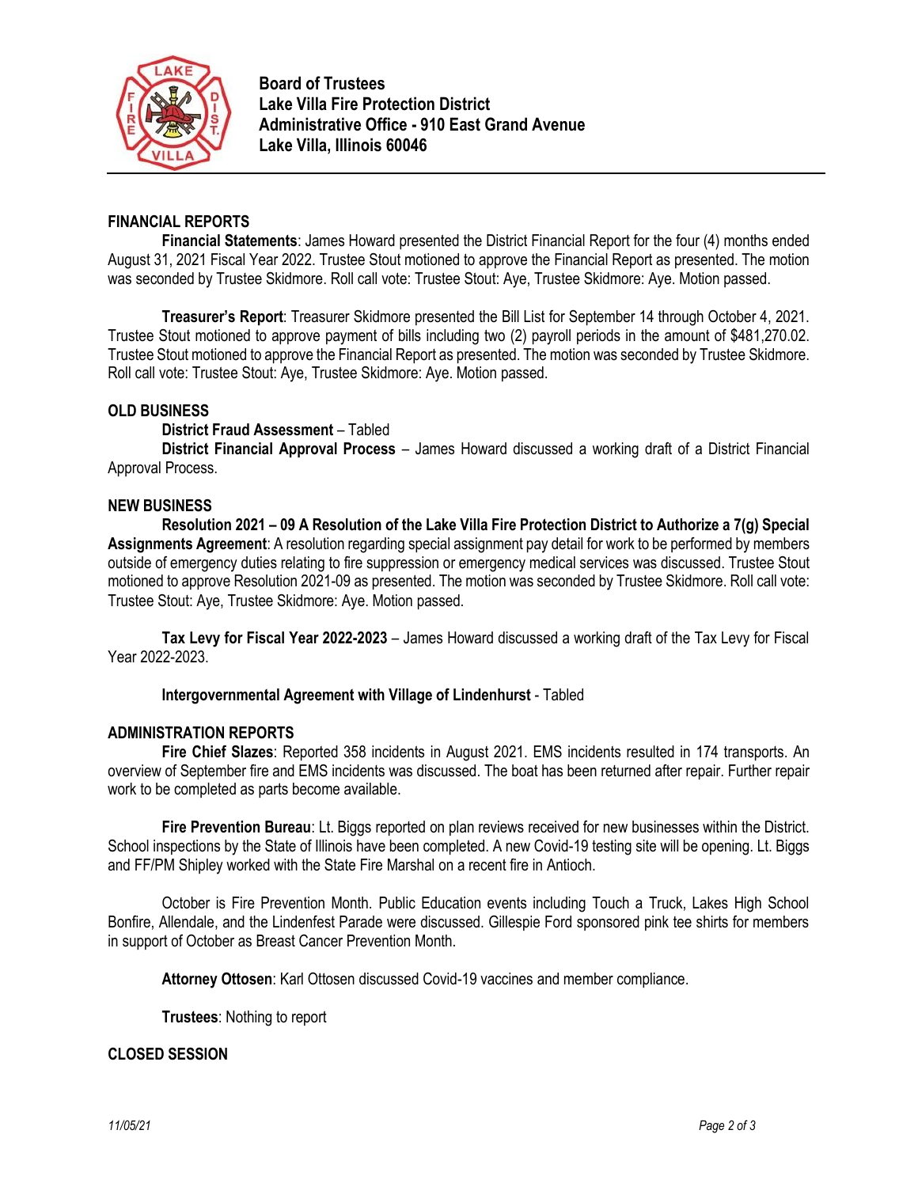**Board of Trustees**
**Lake Villa Fire Protection District**
**Administrative Office - 910 East Grand Avenue**
**Lake Villa, Illinois 60046**

## FINANCIAL REPORTS

**Financial Statements**: James Howard presented the District Financial Report for the four (4) months ended August 31, 2021 Fiscal Year 2022. Trustee Stout motioned to approve the Financial Report as presented. The motion was seconded by Trustee Skidmore. Roll call vote: Trustee Stout: Aye, Trustee Skidmore: Aye. Motion passed.

**Treasurer's Report**: Treasurer Skidmore presented the Bill List for September 14 through October 4, 2021. Trustee Stout motioned to approve payment of bills including two (2) payroll periods in the amount of $481,270.02. Trustee Stout motioned to approve the Financial Report as presented. The motion was seconded by Trustee Skidmore. Roll call vote: Trustee Stout: Aye, Trustee Skidmore: Aye. Motion passed.

## OLD BUSINESS

**District Fraud Assessment** – Tabled

**District Financial Approval Process** – James Howard discussed a working draft of a District Financial Approval Process.

## NEW BUSINESS

**Resolution 2021 – 09 A Resolution of the Lake Villa Fire Protection District to Authorize a 7(g) Special Assignments Agreement**: A resolution regarding special assignment pay detail for work to be performed by members outside of emergency duties relating to fire suppression or emergency medical services was discussed. Trustee Stout motioned to approve Resolution 2021-09 as presented. The motion was seconded by Trustee Skidmore. Roll call vote: Trustee Stout: Aye, Trustee Skidmore: Aye. Motion passed.

**Tax Levy for Fiscal Year 2022-2023** – James Howard discussed a working draft of the Tax Levy for Fiscal Year 2022-2023.

**Intergovernmental Agreement with Village of Lindenhurst** - Tabled

## ADMINISTRATION REPORTS

**Fire Chief Slazes**: Reported 358 incidents in August 2021. EMS incidents resulted in 174 transports. An overview of September fire and EMS incidents was discussed. The boat has been returned after repair. Further repair work to be completed as parts become available.

**Fire Prevention Bureau**: Lt. Biggs reported on plan reviews received for new businesses within the District. School inspections by the State of Illinois have been completed. A new Covid-19 testing site will be opening. Lt. Biggs and FF/PM Shipley worked with the State Fire Marshal on a recent fire in Antioch.

October is Fire Prevention Month. Public Education events including Touch a Truck, Lakes High School Bonfire, Allendale, and the Lindenfest Parade were discussed. Gillespie Ford sponsored pink tee shirts for members in support of October as Breast Cancer Prevention Month.

**Attorney Ottosen**: Karl Ottosen discussed Covid-19 vaccines and member compliance.

**Trustees**: Nothing to report

## CLOSED SESSION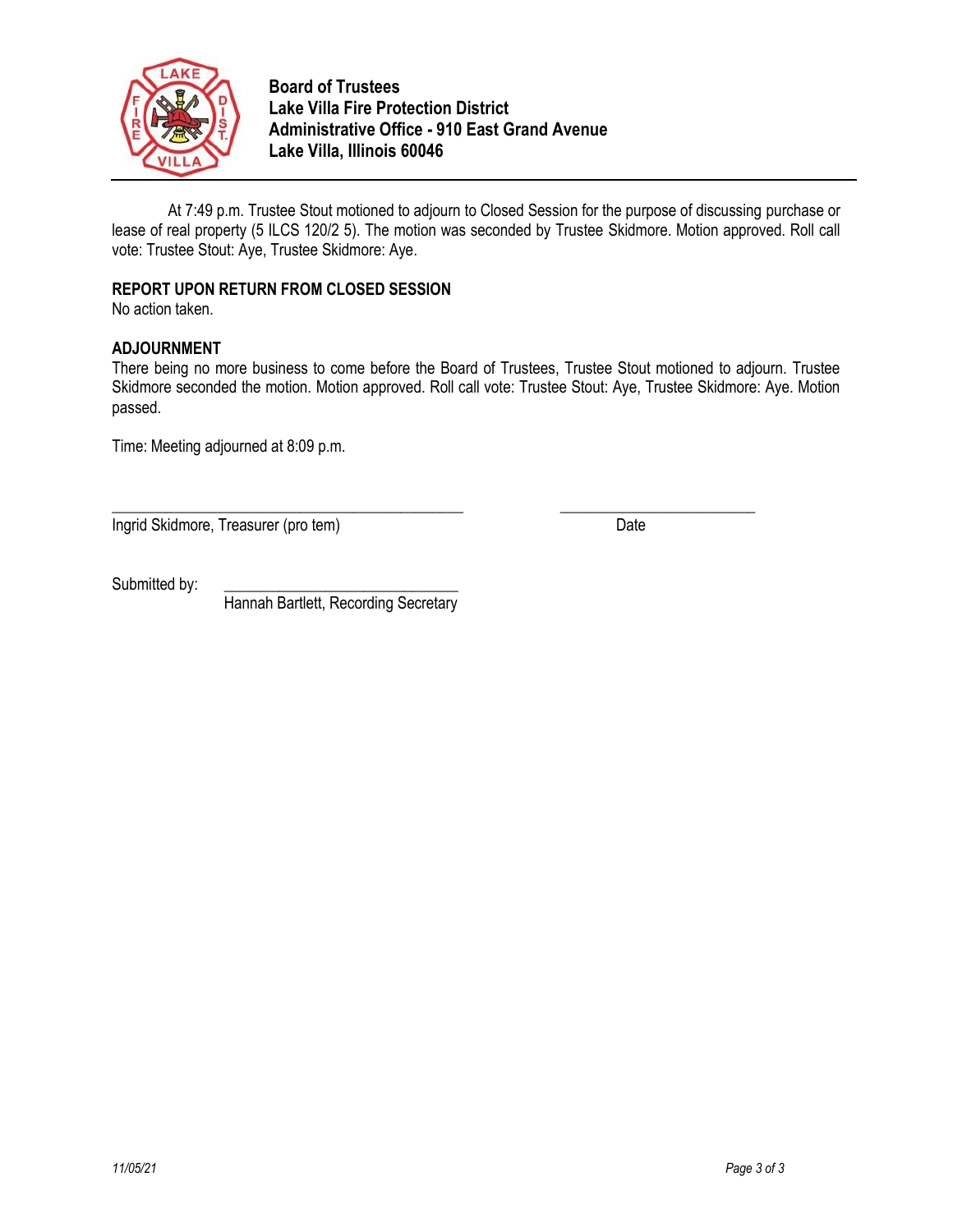**Board of Trustees**
**Lake Villa Fire Protection District**
**Administrative Office - 910 East Grand Avenue**
**Lake Villa, Illinois 60046**

At 7:49 p.m. Trustee Stout motioned to adjourn to Closed Session for the purpose of discussing purchase or lease of real property (5 ILCS 120/2 5). The motion was seconded by Trustee Skidmore. Motion approved. Roll call vote: Trustee Stout: Aye, Trustee Skidmore: Aye.

**REPORT UPON RETURN FROM CLOSED SESSION**
No action taken.

**ADJOURNMENT**
There being no more business to come before the Board of Trustees, Trustee Stout motioned to adjourn. Trustee Skidmore seconded the motion. Motion approved. Roll call vote: Trustee Stout: Aye, Trustee Skidmore: Aye. Motion passed.

Time: Meeting adjourned at 8:09 p.m.

\_\_\_\_\_\_\_\_\_\_\_\_\_\_\_\_\_\_\_\_\_\_\_\_\_\_\_\_\_\_\_\_\_\_\_\_\_\_\_\_\_\_\_\_ \_\_\_\_\_\_\_\_\_\_\_\_\_\_\_\_\_\_\_\_\_\_\_\_\_\_
Ingrid Skidmore, Treasurer (pro tem) Date

Submitted by: \_\_\_\_\_\_\_\_\_\_\_\_\_\_\_\_\_\_\_\_\_\_\_\_\_\_\_\_\_\_
Hannah Bartlett, Recording Secretary

*11/05/21*